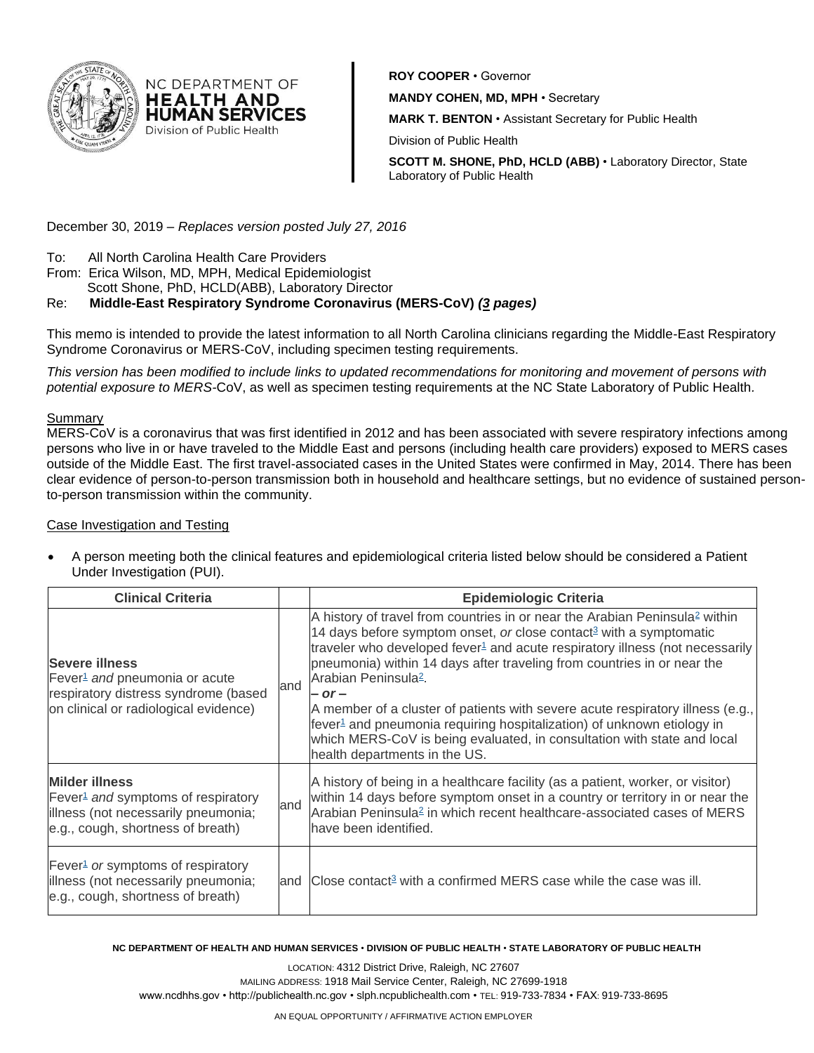NC DEPARTMENT OF **HEALTH AND HUMAN SERVICES** Division of Public Health

**ROY COOPER** • Governor
**MANDY COHEN, MD, MPH** • Secretary
**MARK T. BENTON** • Assistant Secretary for Public Health
Division of Public Health
**SCOTT M. SHONE, PhD, HCLD (ABB)** • Laboratory Director, State Laboratory of Public Health

December 30, 2019 – *Replaces version posted July 27, 2016*

To: All North Carolina Health Care Providers
From: Erica Wilson, MD, MPH, Medical Epidemiologist
Scott Shone, PhD, HCLD(ABB), Laboratory Director
Re: **Middle-East Respiratory Syndrome Coronavirus (MERS-CoV) *(3 pages)***

This memo is intended to provide the latest information to all North Carolina clinicians regarding the Middle-East Respiratory Syndrome Coronavirus or MERS-CoV, including specimen testing requirements.

*This version has been modified to include links to updated recommendations for monitoring and movement of persons with potential exposure to MERS*-CoV, as well as specimen testing requirements at the NC State Laboratory of Public Health.

## Summary

MERS-CoV is a coronavirus that was first identified in 2012 and has been associated with severe respiratory infections among persons who live in or have traveled to the Middle East and persons (including health care providers) exposed to MERS cases outside of the Middle East. The first travel-associated cases in the United States were confirmed in May, 2014. There has been clear evidence of person-to-person transmission both in household and healthcare settings, but no evidence of sustained person-to-person transmission within the community.

## Case Investigation and Testing

- A person meeting both the clinical features and epidemiological criteria listed below should be considered a Patient Under Investigation (PUI).

| Clinical Criteria | | Epidemiologic Criteria |
|---|---|---|
| **Severe illness** Fever[1] *and* pneumonia or acute respiratory distress syndrome (based on clinical or radiological evidence) | and | A history of travel from countries in or near the Arabian Peninsula[2] within 14 days before symptom onset, *or* close contact[3] with a symptomatic traveler who developed fever[1] and acute respiratory illness (not necessarily pneumonia) within 14 days after traveling from countries in or near the Arabian Peninsula[2]. ***– or –*** A member of a cluster of patients with severe acute respiratory illness (e.g., fever[1] and pneumonia requiring hospitalization) of unknown etiology in which MERS-CoV is being evaluated, in consultation with state and local health departments in the US. |
| **Milder illness** Fever[1] *and* symptoms of respiratory illness (not necessarily pneumonia; e.g., cough, shortness of breath) | and | A history of being in a healthcare facility (as a patient, worker, or visitor) within 14 days before symptom onset in a country or territory in or near the Arabian Peninsula[2] in which recent healthcare-associated cases of MERS have been identified. |
| Fever[1] *or* symptoms of respiratory illness (not necessarily pneumonia; e.g., cough, shortness of breath) | and | Close contact[3] with a confirmed MERS case while the case was ill. |

**NC DEPARTMENT OF HEALTH AND HUMAN SERVICES • DIVISION OF PUBLIC HEALTH • STATE LABORATORY OF PUBLIC HEALTH**

LOCATION: 4312 District Drive, Raleigh, NC 27607
MAILING ADDRESS: 1918 Mail Service Center, Raleigh, NC 27699-1918
www.ncdhhs.gov • http://publichealth.nc.gov • slph.ncpublichealth.com • TEL: 919-733-7834 • FAX: 919-733-8695

AN EQUAL OPPORTUNITY / AFFIRMATIVE ACTION EMPLOYER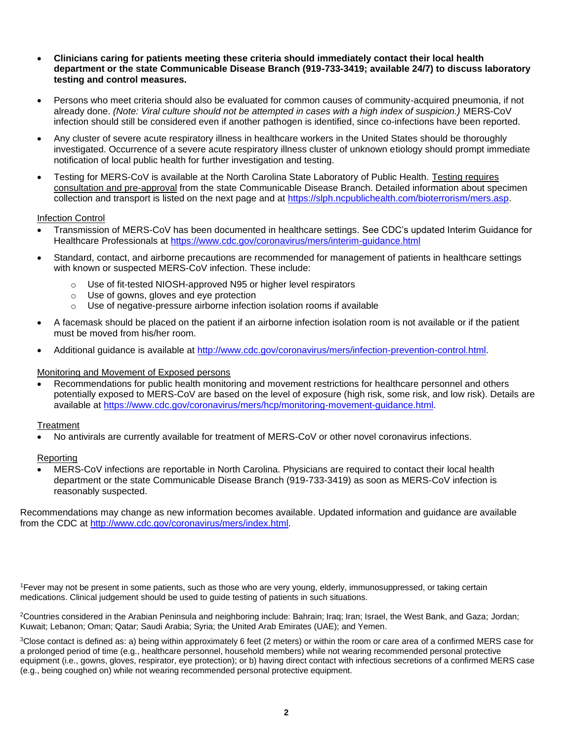- **Clinicians caring for patients meeting these criteria should immediately contact their local health department or the state Communicable Disease Branch (919-733-3419; available 24/7) to discuss laboratory testing and control measures.**

- Persons who meet criteria should also be evaluated for common causes of community-acquired pneumonia, if not already done. *(Note: Viral culture should not be attempted in cases with a high index of suspicion.)* MERS-CoV infection should still be considered even if another pathogen is identified, since co-infections have been reported.

- Any cluster of severe acute respiratory illness in healthcare workers in the United States should be thoroughly investigated. Occurrence of a severe acute respiratory illness cluster of unknown etiology should prompt immediate notification of local public health for further investigation and testing.

- Testing for MERS-CoV is available at the North Carolina State Laboratory of Public Health. Testing requires consultation and pre-approval from the state Communicable Disease Branch. Detailed information about specimen collection and transport is listed on the next page and at https://slph.ncpublichealth.com/bioterrorism/mers.asp.

Infection Control

- Transmission of MERS-CoV has been documented in healthcare settings. See CDC's updated Interim Guidance for Healthcare Professionals at https://www.cdc.gov/coronavirus/mers/interim-guidance.html

- Standard, contact, and airborne precautions are recommended for management of patients in healthcare settings with known or suspected MERS-CoV infection. These include:
  - Use of fit-tested NIOSH-approved N95 or higher level respirators
  - Use of gowns, gloves and eye protection
  - Use of negative-pressure airborne infection isolation rooms if available

- A facemask should be placed on the patient if an airborne infection isolation room is not available or if the patient must be moved from his/her room.

- Additional guidance is available at http://www.cdc.gov/coronavirus/mers/infection-prevention-control.html.

Monitoring and Movement of Exposed persons

- Recommendations for public health monitoring and movement restrictions for healthcare personnel and others potentially exposed to MERS-CoV are based on the level of exposure (high risk, some risk, and low risk). Details are available at https://www.cdc.gov/coronavirus/mers/hcp/monitoring-movement-guidance.html.

Treatment

- No antivirals are currently available for treatment of MERS-CoV or other novel coronavirus infections.

Reporting

- MERS-CoV infections are reportable in North Carolina. Physicians are required to contact their local health department or the state Communicable Disease Branch (919-733-3419) as soon as MERS-CoV infection is reasonably suspected.

Recommendations may change as new information becomes available. Updated information and guidance are available from the CDC at http://www.cdc.gov/coronavirus/mers/index.html.

[1]Fever may not be present in some patients, such as those who are very young, elderly, immunosuppressed, or taking certain medications. Clinical judgement should be used to guide testing of patients in such situations.

[2]Countries considered in the Arabian Peninsula and neighboring include: Bahrain; Iraq; Iran; Israel, the West Bank, and Gaza; Jordan; Kuwait; Lebanon; Oman; Qatar; Saudi Arabia; Syria; the United Arab Emirates (UAE); and Yemen.

[3]Close contact is defined as: a) being within approximately 6 feet (2 meters) or within the room or care area of a confirmed MERS case for a prolonged period of time (e.g., healthcare personnel, household members) while not wearing recommended personal protective equipment (i.e., gowns, gloves, respirator, eye protection); or b) having direct contact with infectious secretions of a confirmed MERS case (e.g., being coughed on) while not wearing recommended personal protective equipment.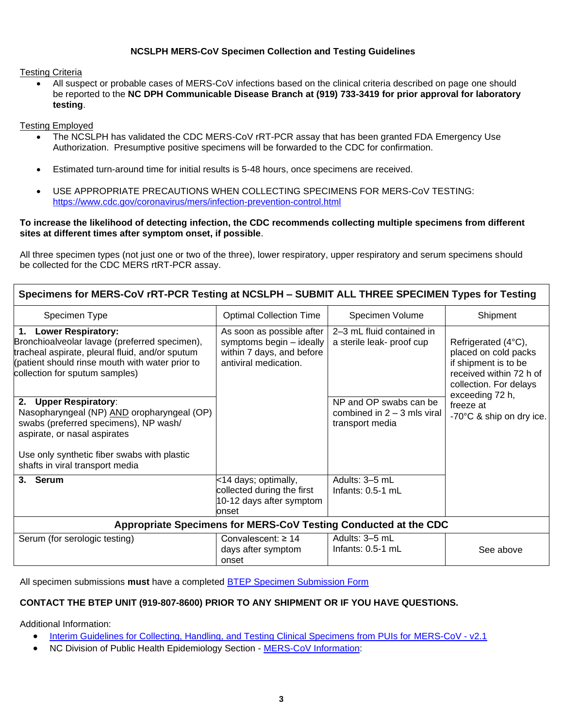## NCSLPH MERS-CoV Specimen Collection and Testing Guidelines

Testing Criteria

- All suspect or probable cases of MERS-CoV infections based on the clinical criteria described on page one should be reported to the **NC DPH Communicable Disease Branch at (919) 733-3419 for prior approval for laboratory testing**.

Testing Employed

- The NCSLPH has validated the CDC MERS-CoV rRT-PCR assay that has been granted FDA Emergency Use Authorization. Presumptive positive specimens will be forwarded to the CDC for confirmation.
- Estimated turn-around time for initial results is 5-48 hours, once specimens are received.
- USE APPROPRIATE PRECAUTIONS WHEN COLLECTING SPECIMENS FOR MERS-CoV TESTING: https://www.cdc.gov/coronavirus/mers/infection-prevention-control.html

**To increase the likelihood of detecting infection, the CDC recommends collecting multiple specimens from different sites at different times after symptom onset, if possible**.

All three specimen types (not just one or two of the three), lower respiratory, upper respiratory and serum specimens should be collected for the CDC MERS rtRT-PCR assay.

| **Specimens for MERS-CoV rRT-PCR Testing at NCSLPH – SUBMIT ALL THREE SPECIMEN Types for Testing** | | | |
|---|---|---|---|
| Specimen Type | Optimal Collection Time | Specimen Volume | Shipment |
| **1. Lower Respiratory:** Bronchioalveolar lavage (preferred specimen), tracheal aspirate, pleural fluid, and/or sputum (patient should rinse mouth with water prior to collection for sputum samples) | As soon as possible after symptoms begin – ideally within 7 days, and before antiviral medication. | 2–3 mL fluid contained in a sterile leak- proof cup | Refrigerated (4°C), placed on cold packs if shipment is to be received within 72 h of collection. For delays exceeding 72 h, freeze at -70°C & ship on dry ice. |
| **2. Upper Respiratory**: Nasopharyngeal (NP) AND oropharyngeal (OP) swabs (preferred specimens), NP wash/ aspirate, or nasal aspirates<br><br>Use only synthetic fiber swabs with plastic shafts in viral transport media | | NP and OP swabs can be combined in 2 – 3 mls viral transport media | |
| **3. Serum** | <14 days; optimally, collected during the first 10-12 days after symptom onset | Adults: 3–5 mL<br>Infants: 0.5-1 mL | |
| **Appropriate Specimens for MERS-CoV Testing Conducted at the CDC** | | | |
| Serum (for serologic testing) | Convalescent: ≥ 14 days after symptom onset | Adults: 3–5 mL<br>Infants: 0.5-1 mL | See above |

All specimen submissions **must** have a completed BTEP Specimen Submission Form

**CONTACT THE BTEP UNIT (919-807-8600) PRIOR TO ANY SHIPMENT OR IF YOU HAVE QUESTIONS.**

Additional Information:

- Interim Guidelines for Collecting, Handling, and Testing Clinical Specimens from PUIs for MERS-CoV - v2.1
- NC Division of Public Health Epidemiology Section - MERS-CoV Information: